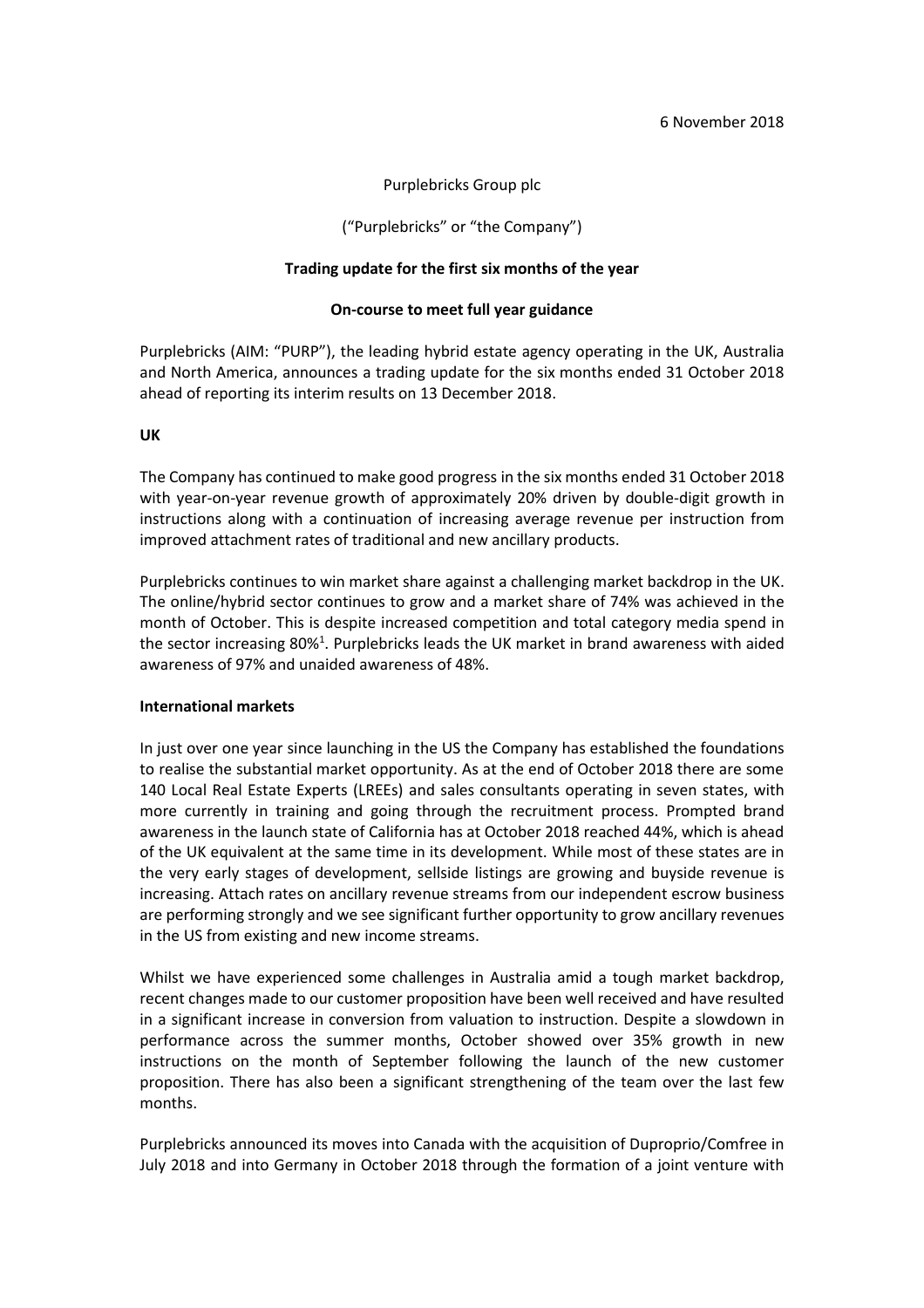6 November 2018

Purplebricks Group plc

("Purplebricks" or "the Company")

**Trading update for the first six months of the year**

**On-course to meet full year guidance**

Purplebricks (AIM: "PURP"), the leading hybrid estate agency operating in the UK, Australia and North America, announces a trading update for the six months ended 31 October 2018 ahead of reporting its interim results on 13 December 2018.

**UK**

The Company has continued to make good progress in the six months ended 31 October 2018 with year-on-year revenue growth of approximately 20% driven by double-digit growth in instructions along with a continuation of increasing average revenue per instruction from improved attachment rates of traditional and new ancillary products.

Purplebricks continues to win market share against a challenging market backdrop in the UK. The online/hybrid sector continues to grow and a market share of 74% was achieved in the month of October. This is despite increased competition and total category media spend in the sector increasing 80%[1]. Purplebricks leads the UK market in brand awareness with aided awareness of 97% and unaided awareness of 48%.

**International markets**

In just over one year since launching in the US the Company has established the foundations to realise the substantial market opportunity. As at the end of October 2018 there are some 140 Local Real Estate Experts (LREEs) and sales consultants operating in seven states, with more currently in training and going through the recruitment process. Prompted brand awareness in the launch state of California has at October 2018 reached 44%, which is ahead of the UK equivalent at the same time in its development. While most of these states are in the very early stages of development, sellside listings are growing and buyside revenue is increasing. Attach rates on ancillary revenue streams from our independent escrow business are performing strongly and we see significant further opportunity to grow ancillary revenues in the US from existing and new income streams.

Whilst we have experienced some challenges in Australia amid a tough market backdrop, recent changes made to our customer proposition have been well received and have resulted in a significant increase in conversion from valuation to instruction. Despite a slowdown in performance across the summer months, October showed over 35% growth in new instructions on the month of September following the launch of the new customer proposition. There has also been a significant strengthening of the team over the last few months.

Purplebricks announced its moves into Canada with the acquisition of Duproprio/Comfree in July 2018 and into Germany in October 2018 through the formation of a joint venture with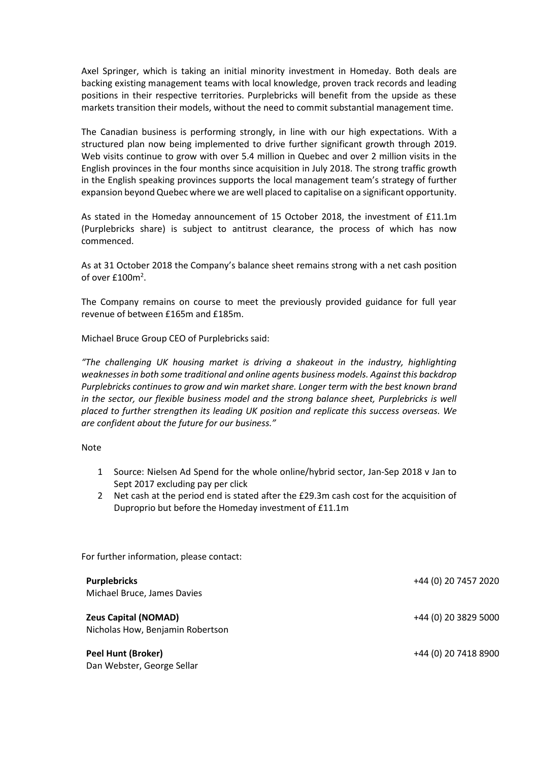Axel Springer, which is taking an initial minority investment in Homeday. Both deals are backing existing management teams with local knowledge, proven track records and leading positions in their respective territories. Purplebricks will benefit from the upside as these markets transition their models, without the need to commit substantial management time.

The Canadian business is performing strongly, in line with our high expectations. With a structured plan now being implemented to drive further significant growth through 2019. Web visits continue to grow with over 5.4 million in Quebec and over 2 million visits in the English provinces in the four months since acquisition in July 2018. The strong traffic growth in the English speaking provinces supports the local management team's strategy of further expansion beyond Quebec where we are well placed to capitalise on a significant opportunity.

As stated in the Homeday announcement of 15 October 2018, the investment of £11.1m (Purplebricks share) is subject to antitrust clearance, the process of which has now commenced.

As at 31 October 2018 the Company's balance sheet remains strong with a net cash position of over £100m[2].

The Company remains on course to meet the previously provided guidance for full year revenue of between £165m and £185m.

Michael Bruce Group CEO of Purplebricks said:

*"The challenging UK housing market is driving a shakeout in the industry, highlighting weaknesses in both some traditional and online agents business models. Against this backdrop Purplebricks continues to grow and win market share. Longer term with the best known brand in the sector, our flexible business model and the strong balance sheet, Purplebricks is well placed to further strengthen its leading UK position and replicate this success overseas. We are confident about the future for our business."*

Note

1. Source: Nielsen Ad Spend for the whole online/hybrid sector, Jan-Sep 2018 v Jan to Sept 2017 excluding pay per click
2. Net cash at the period end is stated after the £29.3m cash cost for the acquisition of Duproprio but before the Homeday investment of £11.1m

For further information, please contact:

| | |
|---|---|
| **Purplebricks**<br>Michael Bruce, James Davies | +44 (0) 20 7457 2020 |
| **Zeus Capital (NOMAD)**<br>Nicholas How, Benjamin Robertson | +44 (0) 20 3829 5000 |
| **Peel Hunt (Broker)**<br>Dan Webster, George Sellar | +44 (0) 20 7418 8900 |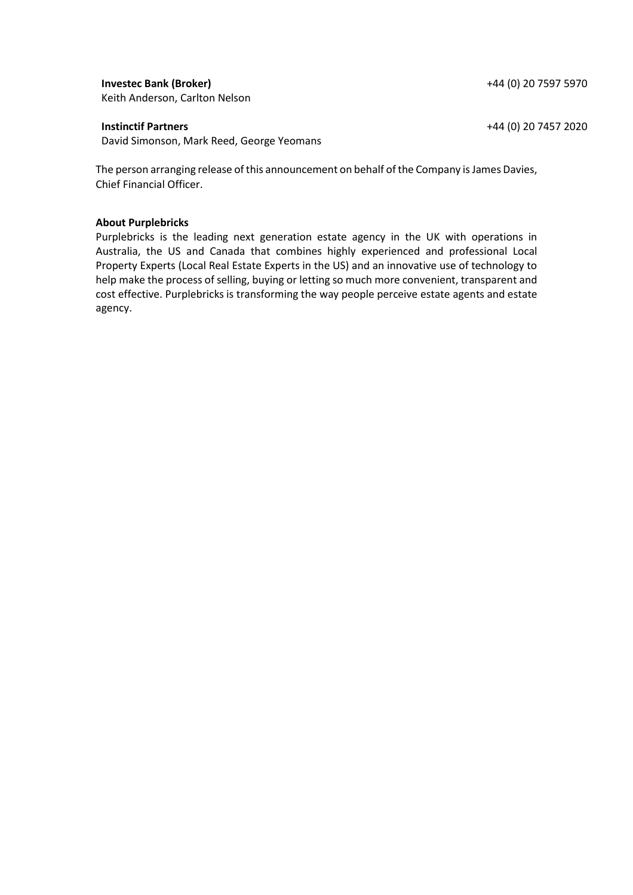**Investec Bank (Broker)** +44 (0) 20 7597 5970
Keith Anderson, Carlton Nelson

**Instinctif Partners** +44 (0) 20 7457 2020
David Simonson, Mark Reed, George Yeomans

The person arranging release of this announcement on behalf of the Company is James Davies, Chief Financial Officer.

**About Purplebricks**

Purplebricks is the leading next generation estate agency in the UK with operations in Australia, the US and Canada that combines highly experienced and professional Local Property Experts (Local Real Estate Experts in the US) and an innovative use of technology to help make the process of selling, buying or letting so much more convenient, transparent and cost effective. Purplebricks is transforming the way people perceive estate agents and estate agency.